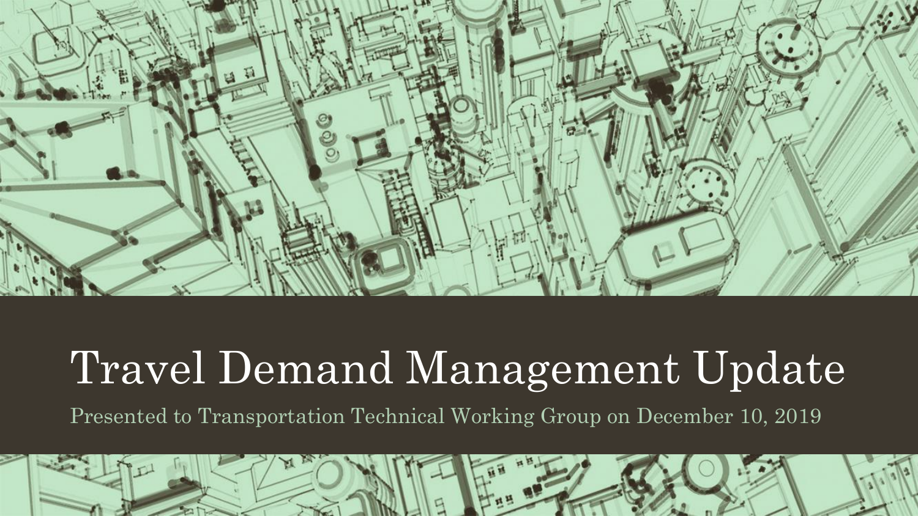# Travel Demand Management Update

Presented to Transportation Technical Working Group on December 10, 2019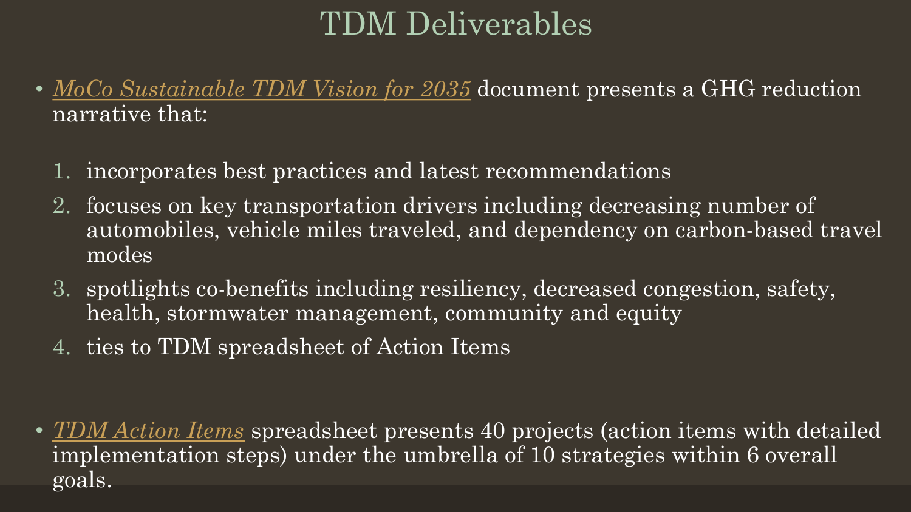# TDM Deliverables

- *MoCo Sustainable TDM Vision for 2035* document presents a GHG reduction narrative that:

  1. incorporates best practices and latest recommendations
  2. focuses on key transportation drivers including decreasing number of automobiles, vehicle miles traveled, and dependency on carbon-based travel modes
  3. spotlights co-benefits including resiliency, decreased congestion, safety, health, stormwater management, community and equity
  4. ties to TDM spreadsheet of Action Items

- *TDM Action Items* spreadsheet presents 40 projects (action items with detailed implementation steps) under the umbrella of 10 strategies within 6 overall goals.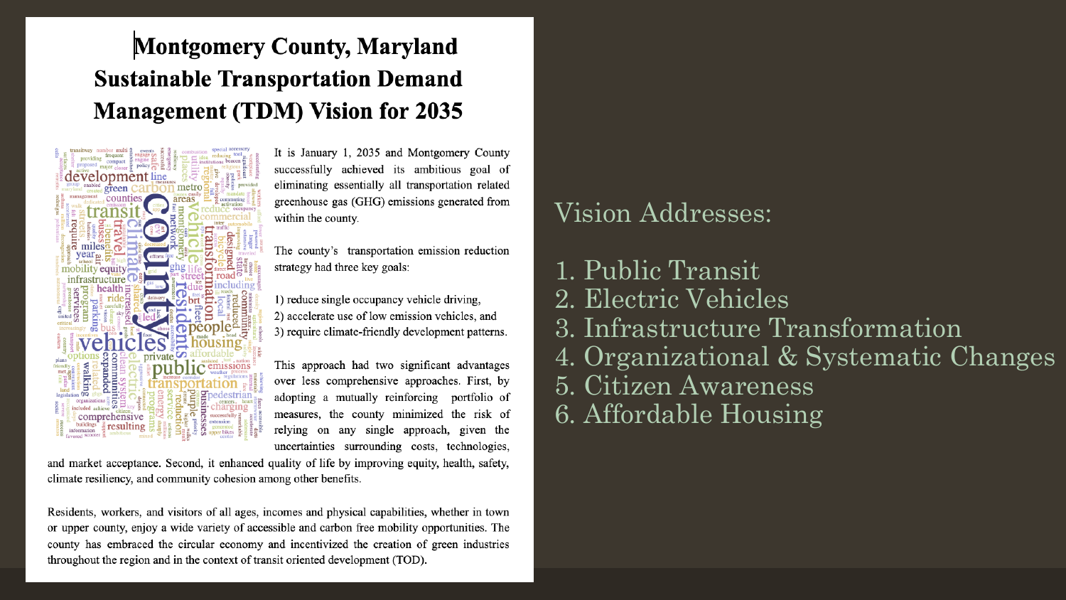# Montgomery County, Maryland Sustainable Transportation Demand Management (TDM) Vision for 2035

It is January 1, 2035 and Montgomery County successfully achieved its ambitious goal of eliminating essentially all transportation related greenhouse gas (GHG) emissions generated from within the county.

The county's transportation emission reduction strategy had three key goals:

1) reduce single occupancy vehicle driving,
2) accelerate use of low emission vehicles, and
3) require climate-friendly development patterns.

This approach had two significant advantages over less comprehensive approaches. First, by adopting a mutually reinforcing portfolio of measures, the county minimized the risk of relying on any single approach, given the uncertainties surrounding costs, technologies, and market acceptance. Second, it enhanced quality of life by improving equity, health, safety, climate resiliency, and community cohesion among other benefits.

Residents, workers, and visitors of all ages, incomes and physical capabilities, whether in town or upper county, enjoy a wide variety of accessible and carbon free mobility opportunities. The county has embraced the circular economy and incentivized the creation of green industries throughout the region and in the context of transit oriented development (TOD).

## Vision Addresses:

1. Public Transit
2. Electric Vehicles
3. Infrastructure Transformation
4. Organizational & Systematic Changes
5. Citizen Awareness
6. Affordable Housing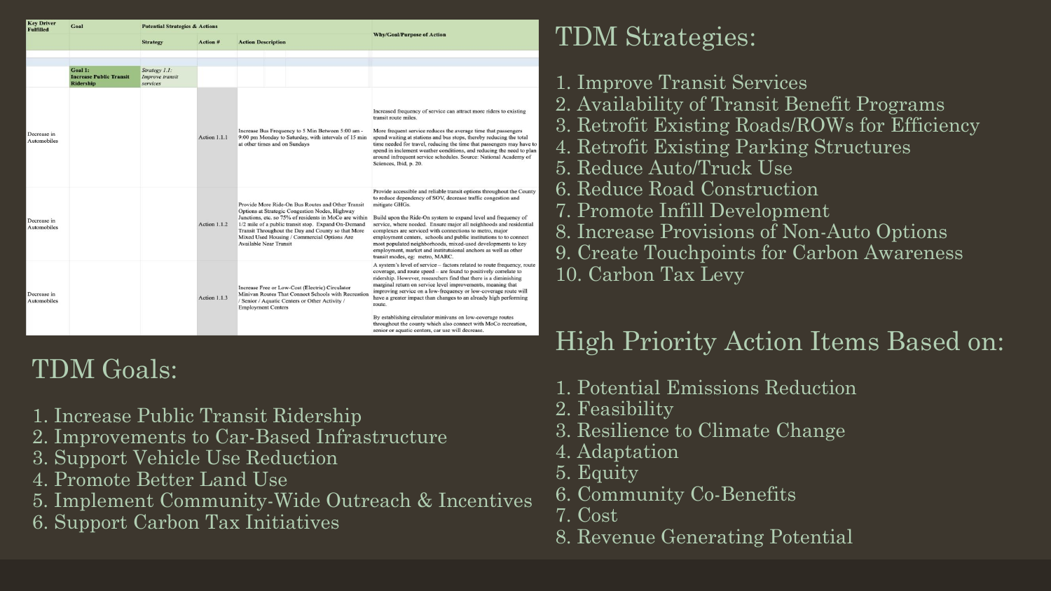| Key Driver Fulfilled | Goal | Potential Strategies & Actions | | | Why/Goal/Purpose of Action |
|---|---|---|---|---|---|
| | | Strategy | Action # | Action Description | |
| | Goal 1: Increase Public Transit Ridership | *Strategy 1.1: Improve transit services* | | | |
| Decrease in Automobiles | | | Action 1.1.1 | Increase Bus Frequency to 5 Min Between 5:00 am - 9:00 pm Monday to Saturday, with intervals of 15 min at other times and on Sundays | Increased frequency of service can attract more riders to existing transit route miles. More frequent service reduces the average time that passengers spend waiting at stations and bus stops, thereby reducing the total time needed for travel, reducing the time that passengers may have to spend in inclement weather conditions, and reducing the need to plan around infrequent service schedules. Source: National Academy of Sciences, Ibid, p. 20. |
| Decrease in Automobiles | | | Action 1.1.2 | Provide More Ride-On Bus Routes and Other Transit Options at Strategic Congestion Nodes, Highway Junctions, etc. so 75% of residents in MoCo are within 1/2 mile of a public transit stop. Expand On-Demand Transit Throughout the Day and County so that More Mixed Used Housing / Commercial Options Are Available Near Transit | Provide accessible and reliable transit options throughout the County to reduce dependency of SOV, decrease traffic congestion and mitigate GHGs. Build upon the Ride-On system to expand level and frequency of service, where needed. Ensure major all neighborhoods and residential complexes are serviced with connections to metro, major employment centers, schools and public institutions to to connect most populated neighborhoods, mixed-used developments to key employment, market and institutional anchors as well as other transit modes, eg: metro, MARC. |
| Decrease in Automobiles | | | Action 1.1.3 | Increase Free or Low-Cost (Electric) Circulator Minivan Routes That Connect Schools with Recreation / Senior / Aquatic Centers or Other Activity / Employment Centers | A system's level of service – factors related to route frequency, route coverage, and route speed – are found to positively correlate to ridership. However, researchers find that there is a diminishing marginal return on service level improvements, meaning that improving service on a low-frequency or low-coverage route will have a greater impact than changes to an already high performing route. By establishing circulator minivans on low-coverage routes throughout the county which also connect with MoCo recreation, senior or aquatic centers, car use will decrease. |

# TDM Goals:

1. Increase Public Transit Ridership
2. Improvements to Car-Based Infrastructure
3. Support Vehicle Use Reduction
4. Promote Better Land Use
5. Implement Community-Wide Outreach & Incentives
6. Support Carbon Tax Initiatives

# TDM Strategies:

1. Improve Transit Services
2. Availability of Transit Benefit Programs
3. Retrofit Existing Roads/ROWs for Efficiency
4. Retrofit Existing Parking Structures
5. Reduce Auto/Truck Use
6. Reduce Road Construction
7. Promote Infill Development
8. Increase Provisions of Non-Auto Options
9. Create Touchpoints for Carbon Awareness
10. Carbon Tax Levy

# High Priority Action Items Based on:

1. Potential Emissions Reduction
2. Feasibility
3. Resilience to Climate Change
4. Adaptation
5. Equity
6. Community Co-Benefits
7. Cost
8. Revenue Generating Potential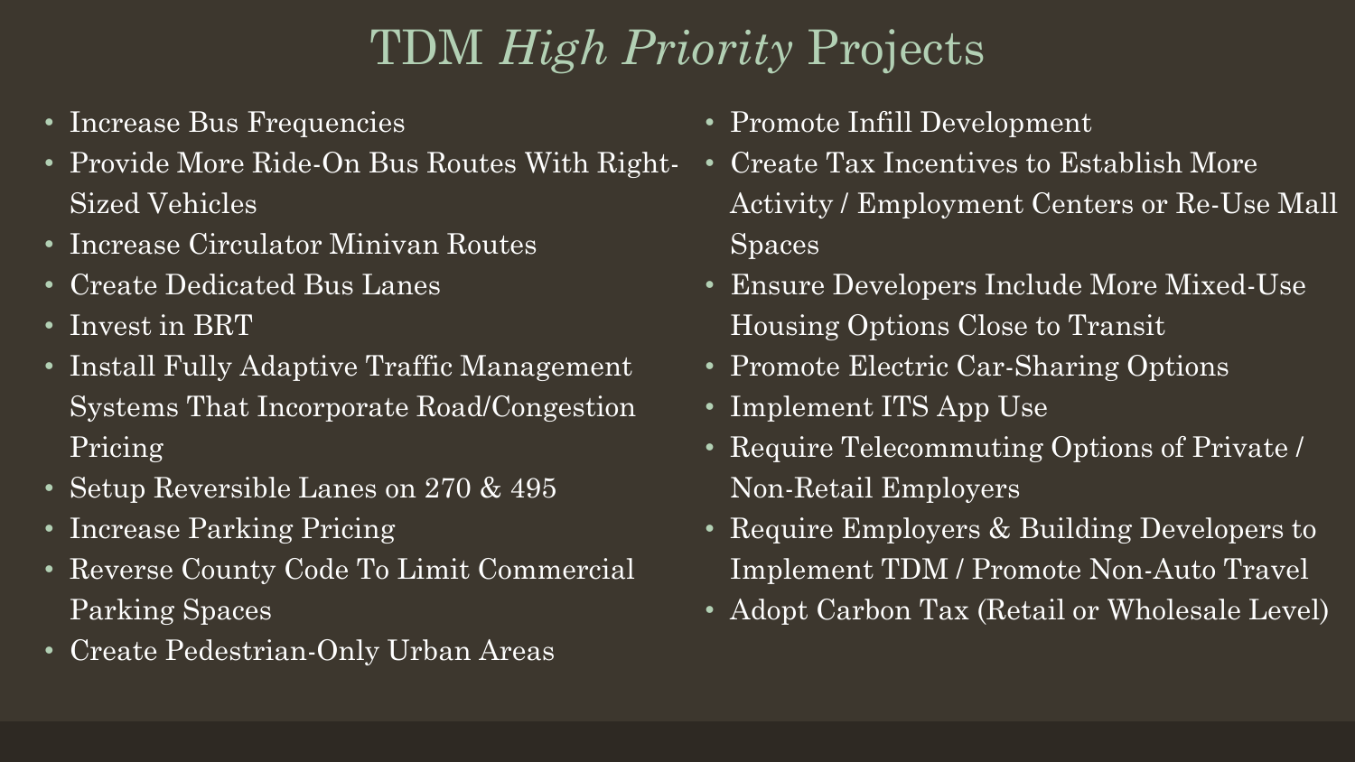# TDM *High Priority* Projects

- Increase Bus Frequencies
- Provide More Ride-On Bus Routes With Right-Sized Vehicles
- Increase Circulator Minivan Routes
- Create Dedicated Bus Lanes
- Invest in BRT
- Install Fully Adaptive Traffic Management Systems That Incorporate Road/Congestion Pricing
- Setup Reversible Lanes on 270 & 495
- Increase Parking Pricing
- Reverse County Code To Limit Commercial Parking Spaces
- Create Pedestrian-Only Urban Areas
- Promote Infill Development
- Create Tax Incentives to Establish More Activity / Employment Centers or Re-Use Mall Spaces
- Ensure Developers Include More Mixed-Use Housing Options Close to Transit
- Promote Electric Car-Sharing Options
- Implement ITS App Use
- Require Telecommuting Options of Private / Non-Retail Employers
- Require Employers & Building Developers to Implement TDM / Promote Non-Auto Travel
- Adopt Carbon Tax (Retail or Wholesale Level)